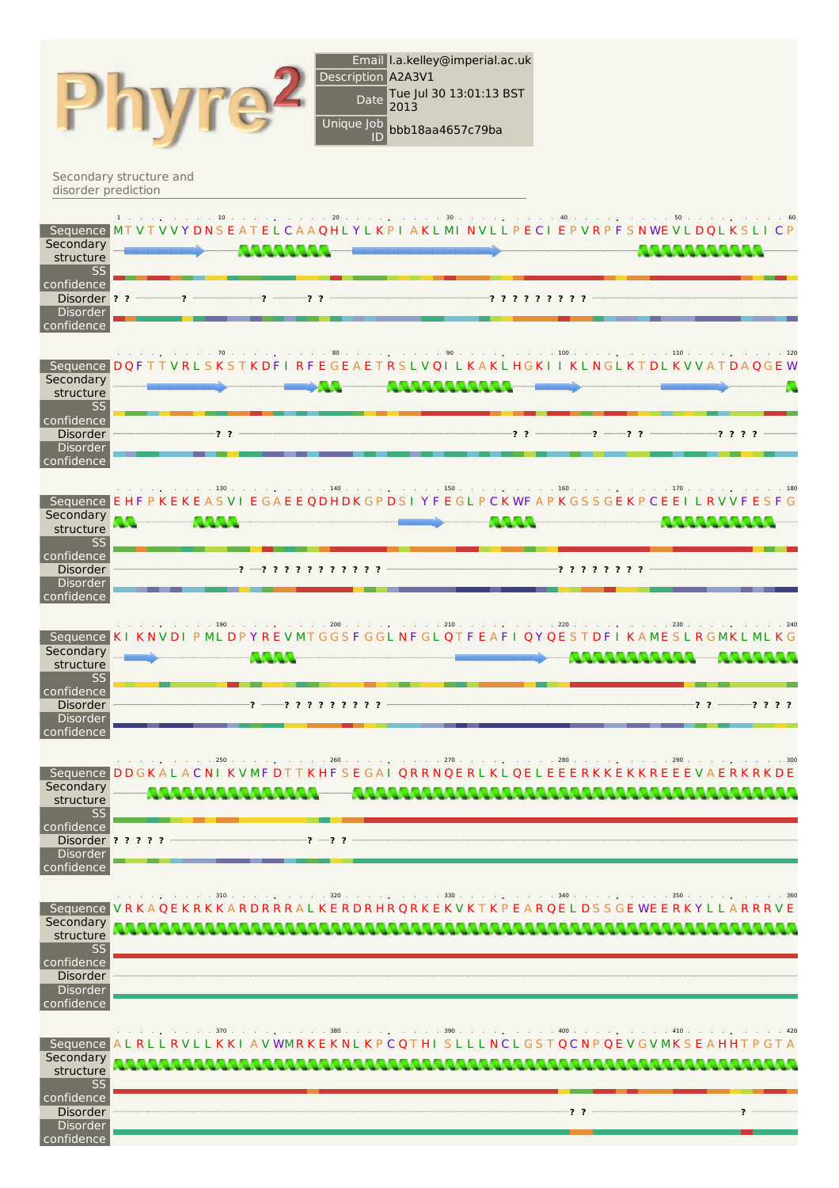# Phyre²

| | |
|---|---|
| Email | l.a.kelley@imperial.ac.uk |
| Description | A2A3V1 |
| Date | Tue Jul 30 13:01:13 BST 2013 |
| Unique Job ID | bbb18aa4657c79ba |

## Secondary structure and disorder prediction

**Sequence (1–60):** MTVTVVYDNSEATELCAAQHLYLKPIAKLMINVLLPECIEPVRPFSNWEVLDQLKSLICP

**Sequence (61–120):** DQFTTVRLSKSTKDFIRFEGEAETRSLVQILKAKLHGKIIKLNGLKTDLKVVATDAQGEW

**Sequence (121–180):** EHFPKEKEASVIEGAEEQDHDKGPDSIYFEGLPCKWFAPKGSSGEKPCEEILRVVFESFG

**Sequence (181–240):** KIKNVDIPMLDPYREVMTGGSFGGLNFGLQTFEAFIQYQESTDFIKAMESLRGMKLMLKG

**Sequence (241–300):** DDGKALACNIKVMFDTTKHFSEGAIQRRNQERLKLQELEEERKKEKKREEEVAERKRKDE

**Sequence (301–360):** VRKAQEKRKKARDRRRALKERDRHRQRKEKVKTKPEARQELDSSGEWEERKYLLARRRVE

**Sequence (361–420):** ALRLLRVLLKKIAVWMRKEKNLKPCQTHISLLLNCLGSTQCNPQEVGVMKSEAHHTPGTA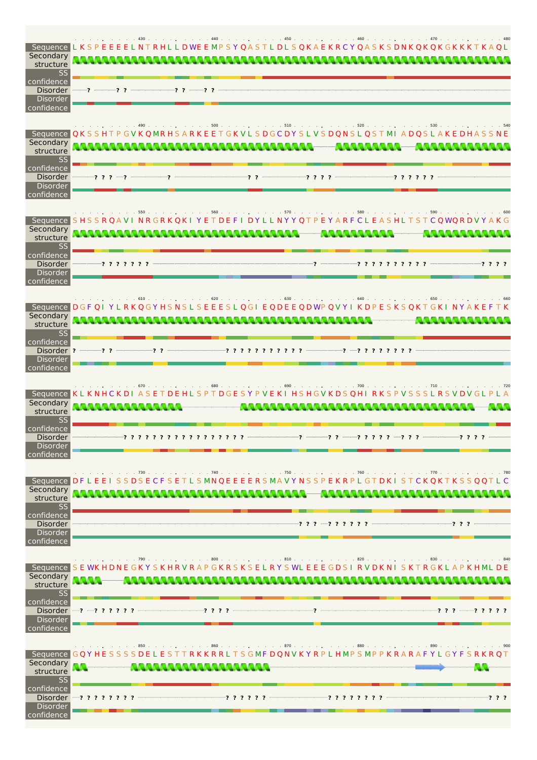| Track | 421–480 |
|---|---|
| Sequence | LKSPEEEELNTRHLLDWEEMPSYQASTLDLSQKAEKRCYQASKSDNKQKQKGKKKTKAQL |
| Disorder | ? ? ? ? ? ? ? |

| Track | 481–540 |
|---|---|
| Sequence | QKSSHTPGVKQMRHSARKEETGKVLSDGCDYSLVSDQNSLQSTMIADQSLAKEDHASSNE |
| Disorder | ? ? ? ? ? ? ? ? ? ? ? ? ? ? ? ? ? |

| Track | 541–600 |
|---|---|
| Sequence | SHSSRQAVINRGRKQKIYETDEFIDYLLNYYQTPEYARFCLEASHLTSTCQWQRDVYAKG |
| Disorder | ? ? ? ? ? ? ? ? ? ? ? ? ? ? ? ? ? ? ? ? ? ? |

| Track | 601–660 |
|---|---|
| Sequence | DGFQIYLRKQGYHSNSLSEEESLQGIEQDEEQDWPQVYIKDPESKSQKTGKINYAKEFTK |
| Disorder | ? ? ? ? ? ? ? ? ? ? ? ? ? ? ? ? ? ? ? ? ? ? ? ? ? ? |

| Track | 661–720 |
|---|---|
| Sequence | KLKNHCKDIASETDEHLSPTDGESYPVEKIHSHGVKDSQHIRKSPVSSSLRSVDVGLPLA |
| Disorder | ? ? ? ? ? ? ? ? ? ? ? ? ? ? ? ? ? ? ? ? ? ? ? ? ? ? ? ? ? ? ? |

| Track | 721–780 |
|---|---|
| Sequence | DFLEEISSDSECFSETLSMNQEEEERSMAVYNSSPEKRPLGTDKISTCKQKTKSSQQTLC |
| Disorder | ? ? ? ? ? ? ? ? ? ? ? ? |

| Track | 781–840 |
|---|---|
| Sequence | SEWKHDNEGKYSKHRVRAPGKRSKSELRYSWLEEEGDSIRVDKNISKTRGKLAPKHMLDE |
| Disorder | ? ? ? ? ? ? ? ? ? ? ? ? ? ? ? ? ? ? ? ? |

| Track | 841–900 |
|---|---|
| Sequence | GQYHESSSSDELESTTRKKRRLTSGMFDQNVKYRPLHMPSMPPKRARAFYLGYFSRKRQT |
| Disorder | ? ? ? ? ? ? ? ? ? ? ? ? ? ? ? ? ? ? ? ? ? ? ? ? ? ? |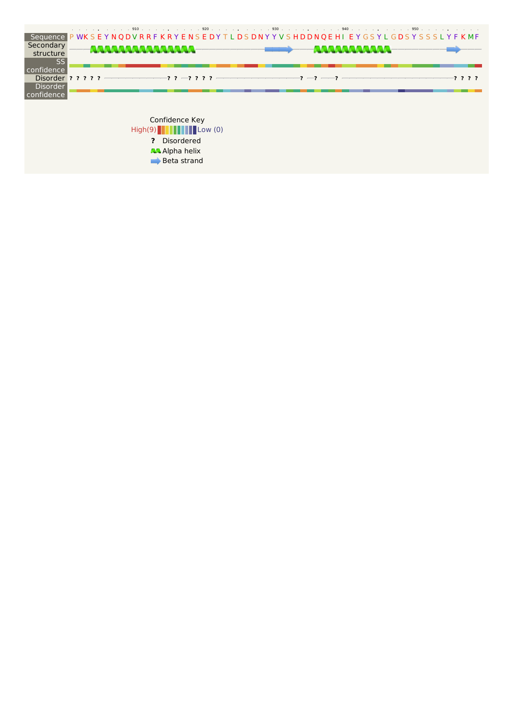Sequence PWKSEYNQDVRRFKRYENSEDYTLDSDNYYVSHDDNQEHIEYGSYLGDSYSSSLYFKMF

Secondary structure

SS confidence

Disorder ? ? ? ? ? ? ? ? ? ? ? ? ? ? ? ? ?

Disorder confidence

910 920 930 940 950

Confidence Key

High(9) Low (0)

? Disordered

Alpha helix

Beta strand